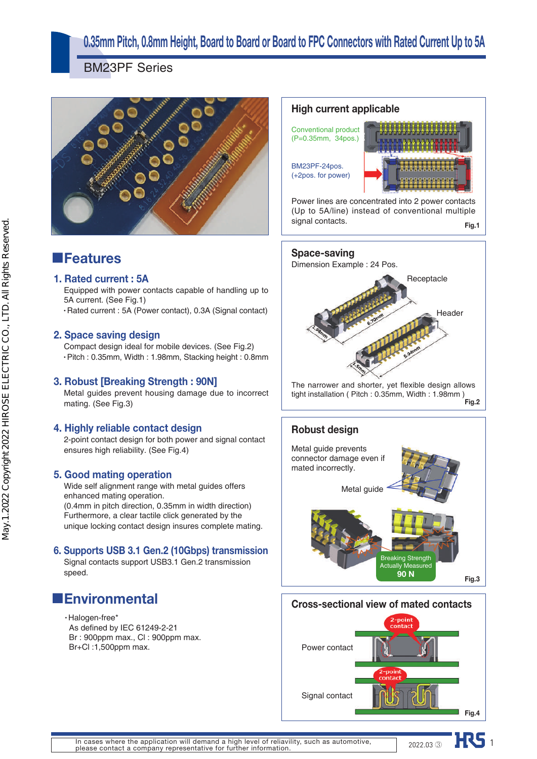# 0.35mm Pitch, 0.8mm Height, Board to Board or Board to FPC Connectors with Rated Current Up to 5A

BM23PF Series

## High current applicable

Conventional product (P=0.35mm, 34pos.)

BM23PF-24pos. (+2pos. for power)

Power lines are concentrated into 2 power contacts (Up to 5A/line) instead of conventional multiple signal contacts.

Fig.1

## ■Features

### 1. Rated current : 5A

Equipped with power contacts capable of handling up to 5A current. (See Fig.1)

- Rated current : 5A (Power contact), 0.3A (Signal contact)

### 2. Space saving design

Compact design ideal for mobile devices. (See Fig.2)

- Pitch : 0.35mm, Width : 1.98mm, Stacking height : 0.8mm

### 3. Robust [Breaking Strength : 90N]

Metal guides prevent housing damage due to incorrect mating. (See Fig.3)

### 4. Highly reliable contact design

2-point contact design for both power and signal contact ensures high reliability. (See Fig.4)

### 5. Good mating operation

Wide self alignment range with metal guides offers enhanced mating operation.
(0.4mm in pitch direction, 0.35mm in width direction)
Furthermore, a clear tactile click generated by the unique locking contact design insures complete mating.

### 6. Supports USB 3.1 Gen.2 (10Gbps) transmission

Signal contacts support USB3.1 Gen.2 transmission speed.

## Space-saving

Dimension Example : 24 Pos.

Receptacle, Header (1.98mm, 6.70mm, 1.5mm, 5.94mm)

The narrower and shorter, yet flexible design allows tight installation ( Pitch : 0.35mm, Width : 1.98mm )

Fig.2

## Robust design

Metal guide prevents connector damage even if mated incorrectly.

Metal guide

Breaking Strength Actually Measured 90 N

Fig.3

## ■Environmental

- Halogen-free*
  As defined by IEC 61249-2-21
  Br : 900ppm max., Cl : 900ppm max.
  Br+Cl :1,500ppm max.

## Cross-sectional view of mated contacts

Power contact (2-point contact)

Signal contact (2-point contact)

Fig.4

In cases where the application will demand a high level of relialivity, such as automotive, please contact a company representative for further information.

2022.03 ③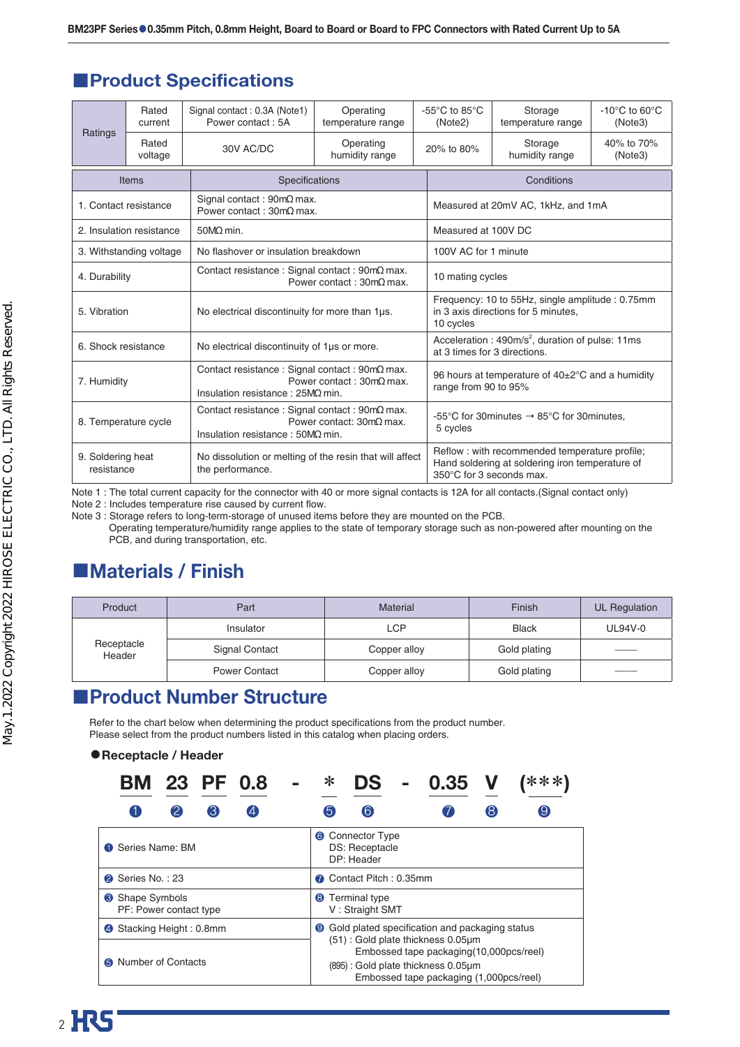## Product Specifications

| Ratings | Rated current | Signal contact : 0.3A (Note1) Power contact : 5A | Operating temperature range | -55°C to 85°C (Note2) | Storage temperature range | -10°C to 60°C (Note3) |
|---|---|---|---|---|---|---|
| | Rated voltage | 30V AC/DC | Operating humidity range | 20% to 80% | Storage humidity range | 40% to 70% (Note3) |

| Items | Specifications | Conditions |
|---|---|---|
| 1. Contact resistance | Signal contact : 90mΩ max. Power contact : 30mΩ max. | Measured at 20mV AC, 1kHz, and 1mA |
| 2. Insulation resistance | 50MΩ min. | Measured at 100V DC |
| 3. Withstanding voltage | No flashover or insulation breakdown | 100V AC for 1 minute |
| 4. Durability | Contact resistance : Signal contact : 90mΩ max. Power contact : 30mΩ max. | 10 mating cycles |
| 5. Vibration | No electrical discontinuity for more than 1μs. | Frequency: 10 to 55Hz, single amplitude : 0.75mm in 3 axis directions for 5 minutes, 10 cycles |
| 6. Shock resistance | No electrical discontinuity of 1μs or more. | Acceleration : 490m/s$^2$, duration of pulse: 11ms at 3 times for 3 directions. |
| 7. Humidity | Contact resistance : Signal contact : 90mΩ max. Power contact : 30mΩ max. Insulation resistance : 25MΩ min. | 96 hours at temperature of 40±2°C and a humidity range from 90 to 95% |
| 8. Temperature cycle | Contact resistance : Signal contact : 90mΩ max. Power contact: 30mΩ max. Insulation resistance : 50MΩ min. | -55°C for 30minutes → 85°C for 30minutes, 5 cycles |
| 9. Soldering heat resistance | No dissolution or melting of the resin that will affect the performance. | Reflow : with recommended temperature profile; Hand soldering at soldering iron temperature of 350°C for 3 seconds max. |

Note 1 : The total current capacity for the connector with 40 or more signal contacts is 12A for all contacts.(Signal contact only)
Note 2 : Includes temperature rise caused by current flow.
Note 3 : Storage refers to long-term-storage of unused items before they are mounted on the PCB.
Operating temperature/humidity range applies to the state of temporary storage such as non-powered after mounting on the PCB, and during transportation, etc.

## Materials / Finish

| Product | Part | Material | Finish | UL Regulation |
|---|---|---|---|---|
| Receptacle Header | Insulator | LCP | Black | UL94V-0 |
| | Signal Contact | Copper alloy | Gold plating | —— |
| | Power Contact | Copper alloy | Gold plating | —— |

## Product Number Structure

Refer to the chart below when determining the product specifications from the product number.
Please select from the product numbers listed in this catalog when placing orders.

**●Receptacle / Header**

**BM 23 PF 0.8 - * DS - 0.35 V (**\*\*\***)**

❶ ❷ ❸ ❹ ❺ ❻ ❼ ❽ ❾

| | |
|---|---|
| ❶ Series Name: BM | ❻ Connector Type DS: Receptacle DP: Header |
| ❷ Series No. : 23 | ❼ Contact Pitch : 0.35mm |
| ❸ Shape Symbols PF: Power contact type | ❽ Terminal type V : Straight SMT |
| ❹ Stacking Height : 0.8mm | ❾ Gold plated specification and packaging status (51) : Gold plate thickness 0.05μm Embossed tape packaging(10,000pcs/reel) (895) : Gold plate thickness 0.05μm Embossed tape packaging (1,000pcs/reel) |
| ❺ Number of Contacts | |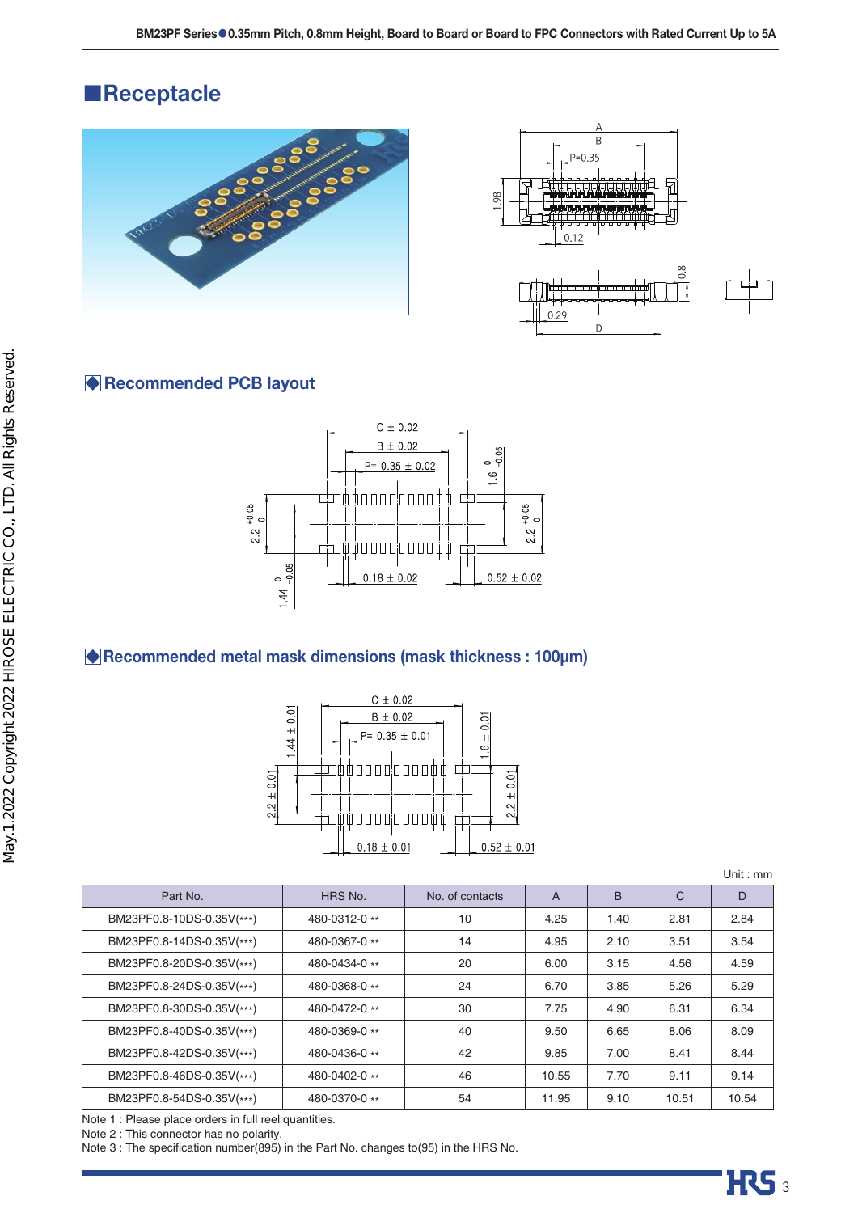## Receptacle

### Recommended PCB layout

### Recommended metal mask dimensions (mask thickness : 100μm)

Unit : mm

| Part No. | HRS No. | No. of contacts | A | B | C | D |
|---|---|---|---|---|---|---|
| BM23PF0.8-10DS-0.35V(***) | 480-0312-0 ** | 10 | 4.25 | 1.40 | 2.81 | 2.84 |
| BM23PF0.8-14DS-0.35V(***) | 480-0367-0 ** | 14 | 4.95 | 2.10 | 3.51 | 3.54 |
| BM23PF0.8-20DS-0.35V(***) | 480-0434-0 ** | 20 | 6.00 | 3.15 | 4.56 | 4.59 |
| BM23PF0.8-24DS-0.35V(***) | 480-0368-0 ** | 24 | 6.70 | 3.85 | 5.26 | 5.29 |
| BM23PF0.8-30DS-0.35V(***) | 480-0472-0 ** | 30 | 7.75 | 4.90 | 6.31 | 6.34 |
| BM23PF0.8-40DS-0.35V(***) | 480-0369-0 ** | 40 | 9.50 | 6.65 | 8.06 | 8.09 |
| BM23PF0.8-42DS-0.35V(***) | 480-0436-0 ** | 42 | 9.85 | 7.00 | 8.41 | 8.44 |
| BM23PF0.8-46DS-0.35V(***) | 480-0402-0 ** | 46 | 10.55 | 7.70 | 9.11 | 9.14 |
| BM23PF0.8-54DS-0.35V(***) | 480-0370-0 ** | 54 | 11.95 | 9.10 | 10.51 | 10.54 |

Note 1 : Please place orders in full reel quantities.
Note 2 : This connector has no polarity.
Note 3 : The specification number(895) in the Part No. changes to(95) in the HRS No.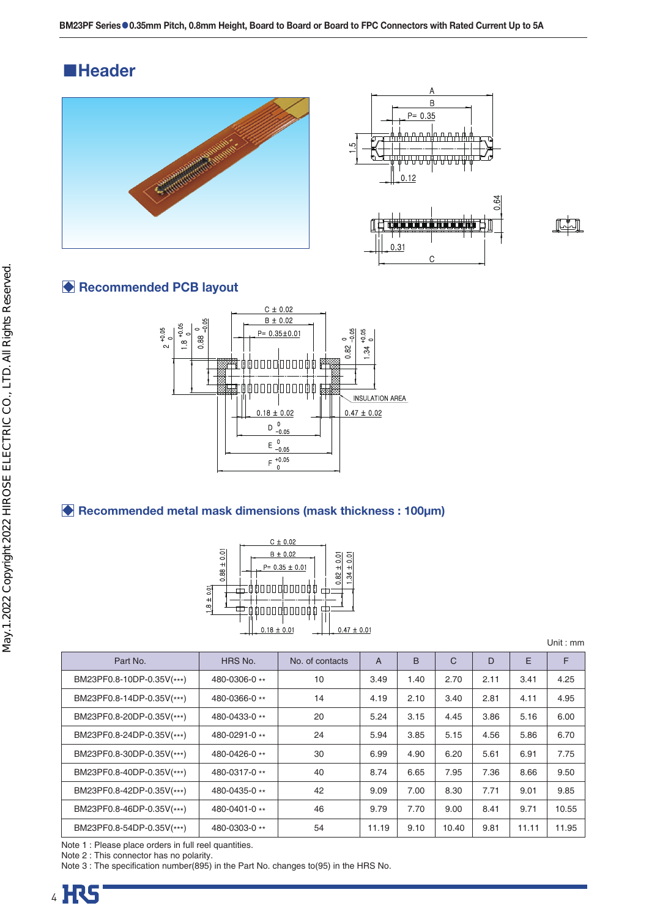## ■Header

### Recommended PCB layout

### Recommended metal mask dimensions (mask thickness : 100µm)

Unit : mm

| Part No. | HRS No. | No. of contacts | A | B | C | D | E | F |
|---|---|---|---|---|---|---|---|---|
| BM23PF0.8-10DP-0.35V(\*\*\*) | 480-0306-0 \*\* | 10 | 3.49 | 1.40 | 2.70 | 2.11 | 3.41 | 4.25 |
| BM23PF0.8-14DP-0.35V(\*\*\*) | 480-0366-0 \*\* | 14 | 4.19 | 2.10 | 3.40 | 2.81 | 4.11 | 4.95 |
| BM23PF0.8-20DP-0.35V(\*\*\*) | 480-0433-0 \*\* | 20 | 5.24 | 3.15 | 4.45 | 3.86 | 5.16 | 6.00 |
| BM23PF0.8-24DP-0.35V(\*\*\*) | 480-0291-0 \*\* | 24 | 5.94 | 3.85 | 5.15 | 4.56 | 5.86 | 6.70 |
| BM23PF0.8-30DP-0.35V(\*\*\*) | 480-0426-0 \*\* | 30 | 6.99 | 4.90 | 6.20 | 5.61 | 6.91 | 7.75 |
| BM23PF0.8-40DP-0.35V(\*\*\*) | 480-0317-0 \*\* | 40 | 8.74 | 6.65 | 7.95 | 7.36 | 8.66 | 9.50 |
| BM23PF0.8-42DP-0.35V(\*\*\*) | 480-0435-0 \*\* | 42 | 9.09 | 7.00 | 8.30 | 7.71 | 9.01 | 9.85 |
| BM23PF0.8-46DP-0.35V(\*\*\*) | 480-0401-0 \*\* | 46 | 9.79 | 7.70 | 9.00 | 8.41 | 9.71 | 10.55 |
| BM23PF0.8-54DP-0.35V(\*\*\*) | 480-0303-0 \*\* | 54 | 11.19 | 9.10 | 10.40 | 9.81 | 11.11 | 11.95 |

Note 1 : Please place orders in full reel quantities.
Note 2 : This connector has no polarity.
Note 3 : The specification number(895) in the Part No. changes to(95) in the HRS No.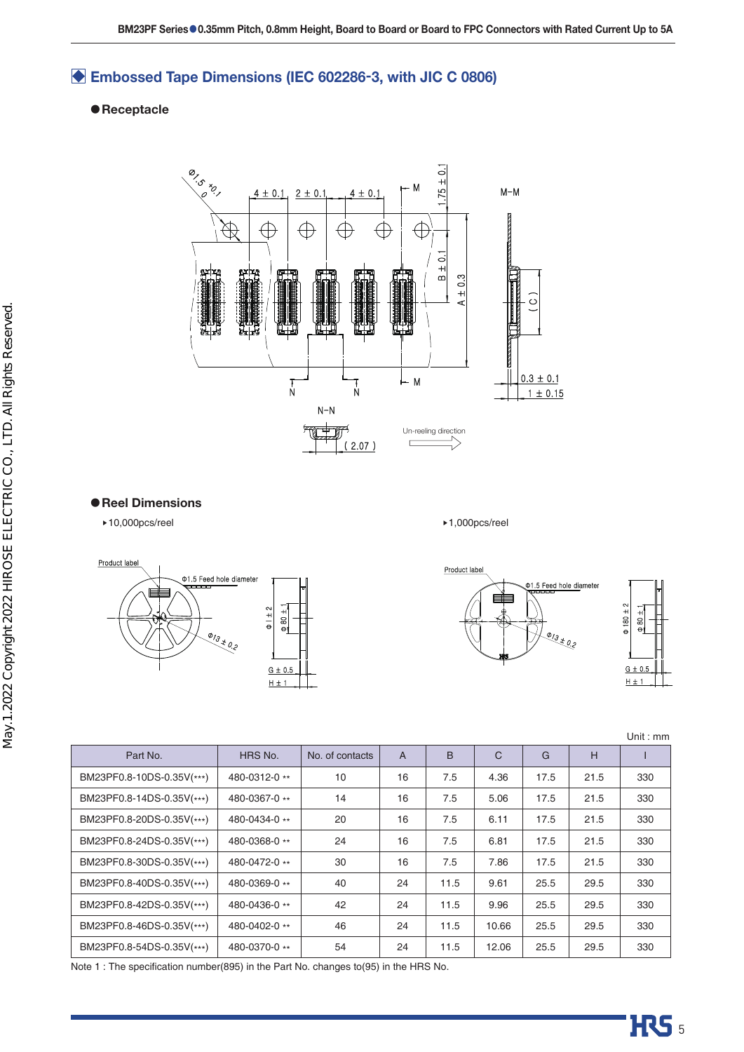## Embossed Tape Dimensions (IEC 602286-3, with JIC C 0806)

● **Receptacle**

Un-reeling direction

● **Reel Dimensions**

▸10,000pcs/reel

▸1,000pcs/reel

Unit : mm

| Part No. | HRS No. | No. of contacts | A | B | C | G | H | I |
|---|---|---|---|---|---|---|---|---|
| BM23PF0.8-10DS-0.35V(***) | 480-0312-0 ** | 10 | 16 | 7.5 | 4.36 | 17.5 | 21.5 | 330 |
| BM23PF0.8-14DS-0.35V(***) | 480-0367-0 ** | 14 | 16 | 7.5 | 5.06 | 17.5 | 21.5 | 330 |
| BM23PF0.8-20DS-0.35V(***) | 480-0434-0 ** | 20 | 16 | 7.5 | 6.11 | 17.5 | 21.5 | 330 |
| BM23PF0.8-24DS-0.35V(***) | 480-0368-0 ** | 24 | 16 | 7.5 | 6.81 | 17.5 | 21.5 | 330 |
| BM23PF0.8-30DS-0.35V(***) | 480-0472-0 ** | 30 | 16 | 7.5 | 7.86 | 17.5 | 21.5 | 330 |
| BM23PF0.8-40DS-0.35V(***) | 480-0369-0 ** | 40 | 24 | 11.5 | 9.61 | 25.5 | 29.5 | 330 |
| BM23PF0.8-42DS-0.35V(***) | 480-0436-0 ** | 42 | 24 | 11.5 | 9.96 | 25.5 | 29.5 | 330 |
| BM23PF0.8-46DS-0.35V(***) | 480-0402-0 ** | 46 | 24 | 11.5 | 10.66 | 25.5 | 29.5 | 330 |
| BM23PF0.8-54DS-0.35V(***) | 480-0370-0 ** | 54 | 24 | 11.5 | 12.06 | 25.5 | 29.5 | 330 |

Note 1 : The specification number(895) in the Part No. changes to(95) in the HRS No.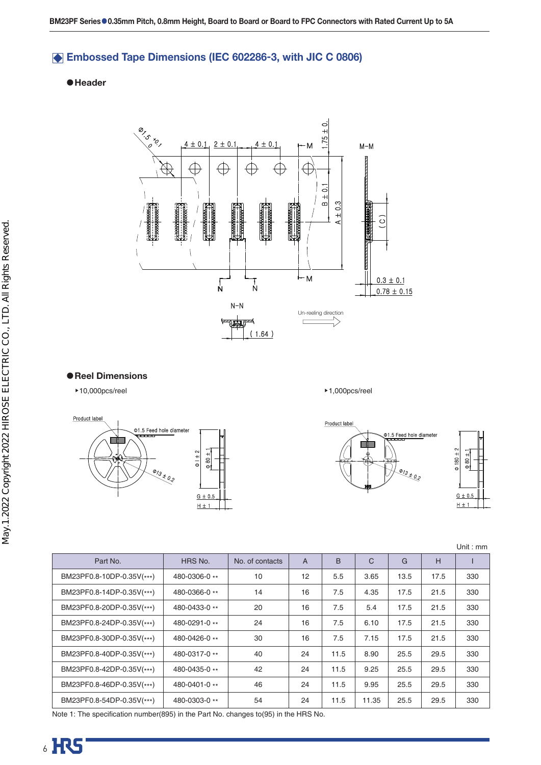## Embossed Tape Dimensions (IEC 602286-3, with JIC C 0806)

### ●Header

### ●Reel Dimensions

▸10,000pcs/reel

▸1,000pcs/reel

Unit : mm

| Part No. | HRS No. | No. of contacts | A | B | C | G | H | I |
|---|---|---|---|---|---|---|---|---|
| BM23PF0.8-10DP-0.35V(\*\*\*) | 480-0306-0 \*\* | 10 | 12 | 5.5 | 3.65 | 13.5 | 17.5 | 330 |
| BM23PF0.8-14DP-0.35V(\*\*\*) | 480-0366-0 \*\* | 14 | 16 | 7.5 | 4.35 | 17.5 | 21.5 | 330 |
| BM23PF0.8-20DP-0.35V(\*\*\*) | 480-0433-0 \*\* | 20 | 16 | 7.5 | 5.4 | 17.5 | 21.5 | 330 |
| BM23PF0.8-24DP-0.35V(\*\*\*) | 480-0291-0 \*\* | 24 | 16 | 7.5 | 6.10 | 17.5 | 21.5 | 330 |
| BM23PF0.8-30DP-0.35V(\*\*\*) | 480-0426-0 \*\* | 30 | 16 | 7.5 | 7.15 | 17.5 | 21.5 | 330 |
| BM23PF0.8-40DP-0.35V(\*\*\*) | 480-0317-0 \*\* | 40 | 24 | 11.5 | 8.90 | 25.5 | 29.5 | 330 |
| BM23PF0.8-42DP-0.35V(\*\*\*) | 480-0435-0 \*\* | 42 | 24 | 11.5 | 9.25 | 25.5 | 29.5 | 330 |
| BM23PF0.8-46DP-0.35V(\*\*\*) | 480-0401-0 \*\* | 46 | 24 | 11.5 | 9.95 | 25.5 | 29.5 | 330 |
| BM23PF0.8-54DP-0.35V(\*\*\*) | 480-0303-0 \*\* | 54 | 24 | 11.5 | 11.35 | 25.5 | 29.5 | 330 |

Note 1: The specification number(895) in the Part No. changes to(95) in the HRS No.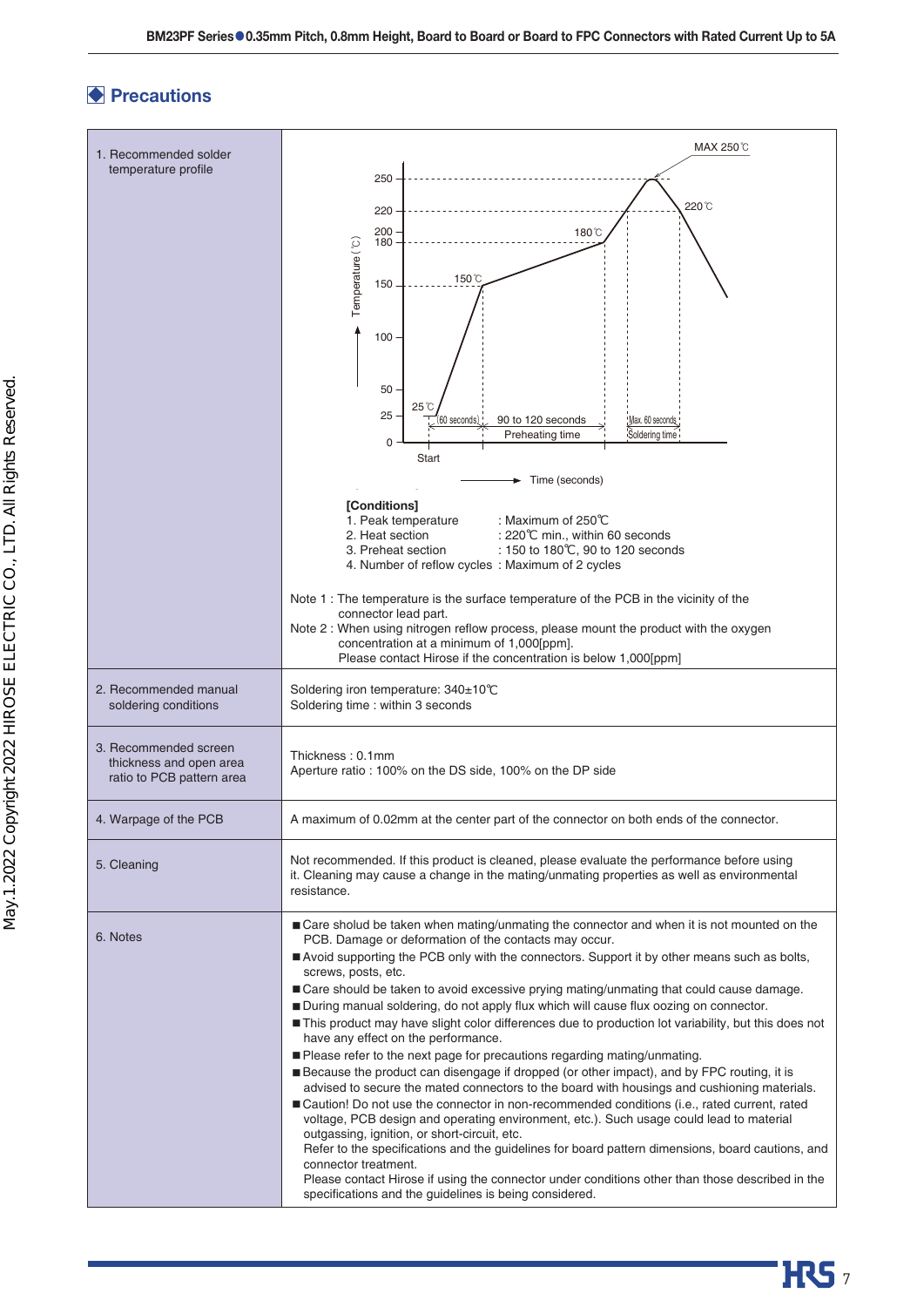## Precautions

| | |
|---|---|
| 1. Recommended solder temperature profile | MAX 250℃<br>Temperature (℃): 250, 220, 200, 180, 150, 100, 50, 25, 0<br>25℃, 150℃, 180℃, 220℃<br>Start; (60 seconds); 90 to 120 seconds Preheating time; Max. 60 seconds Soldering time<br>Time (seconds)<br><br>**[Conditions]**<br>1. Peak temperature : Maximum of 250℃<br>2. Heat section : 220℃ min., within 60 seconds<br>3. Preheat section : 150 to 180℃, 90 to 120 seconds<br>4. Number of reflow cycles : Maximum of 2 cycles<br><br>Note 1 : The temperature is the surface temperature of the PCB in the vicinity of the connector lead part.<br>Note 2 : When using nitrogen reflow process, please mount the product with the oxygen concentration at a minimum of 1,000[ppm].<br>Please contact Hirose if the concentration is below 1,000[ppm] |
| 2. Recommended manual soldering conditions | Soldering iron temperature: 340±10℃<br>Soldering time : within 3 seconds |
| 3. Recommended screen thickness and open area ratio to PCB pattern area | Thickness : 0.1mm<br>Aperture ratio : 100% on the DS side, 100% on the DP side |
| 4. Warpage of the PCB | A maximum of 0.02mm at the center part of the connector on both ends of the connector. |
| 5. Cleaning | Not recommended. If this product is cleaned, please evaluate the performance before using it. Cleaning may cause a change in the mating/unmating properties as well as environmental resistance. |
| 6. Notes | ■ Care sholud be taken when mating/unmating the connector and when it is not mounted on the PCB. Damage or deformation of the contacts may occur.<br>■ Avoid supporting the PCB only with the connectors. Support it by other means such as bolts, screws, posts, etc.<br>■ Care should be taken to avoid excessive prying mating/unmating that could cause damage.<br>■ During manual soldering, do not apply flux which will cause flux oozing on connector.<br>■ This product may have slight color differences due to production lot variability, but this does not have any effect on the performance.<br>■ Please refer to the next page for precautions regarding mating/unmating.<br>■ Because the product can disengage if dropped (or other impact), and by FPC routing, it is advised to secure the mated connectors to the board with housings and cushioning materials.<br>■ Caution! Do not use the connector in non-recommended conditions (i.e., rated current, rated voltage, PCB design and operating environment, etc.). Such usage could lead to material outgassing, ignition, or short-circuit, etc.<br>Refer to the specifications and the guidelines for board pattern dimensions, board cautions, and connector treatment.<br>Please contact Hirose if using the connector under conditions other than those described in the specifications and the guidelines is being considered. |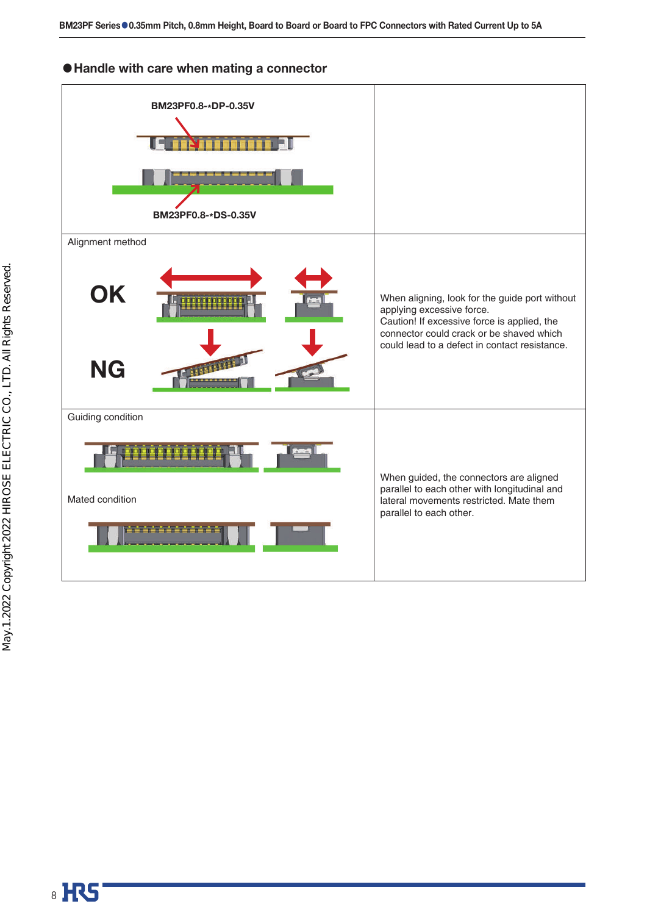## ●Handle with care when mating a connector

| | |
|---|---|
| BM23PF0.8-*DP-0.35V<br>BM23PF0.8-*DS-0.35V | |
| Alignment method<br>OK<br>NG | When aligning, look for the guide port without applying excessive force.<br>Caution! If excessive force is applied, the connector could crack or be shaved which could lead to a defect in contact resistance. |
| Guiding condition<br>Mated condition | When guided, the connectors are aligned parallel to each other with longitudinal and lateral movements restricted. Mate them parallel to each other. |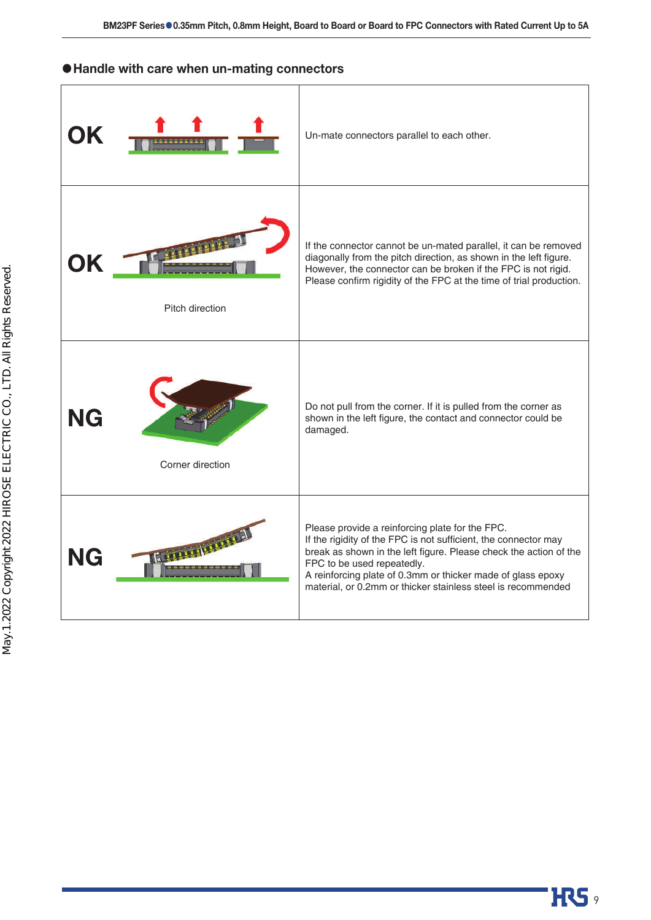## ●Handle with care when un-mating connectors

| | |
|---|---|
| OK | Un-mate connectors parallel to each other. |
| OK<br><br>Pitch direction | If the connector cannot be un-mated parallel, it can be removed diagonally from the pitch direction, as shown in the left figure. However, the connector can be broken if the FPC is not rigid. Please confirm rigidity of the FPC at the time of trial production. |
| NG<br><br>Corner direction | Do not pull from the corner. If it is pulled from the corner as shown in the left figure, the contact and connector could be damaged. |
| NG | Please provide a reinforcing plate for the FPC.<br>If the rigidity of the FPC is not sufficient, the connector may break as shown in the left figure. Please check the action of the FPC to be used repeatedly.<br>A reinforcing plate of 0.3mm or thicker made of glass epoxy material, or 0.2mm or thicker stainless steel is recommended |

May.1.2022 Copyright 2022 HIROSE ELECTRIC CO., LTD. All Rights Reserved.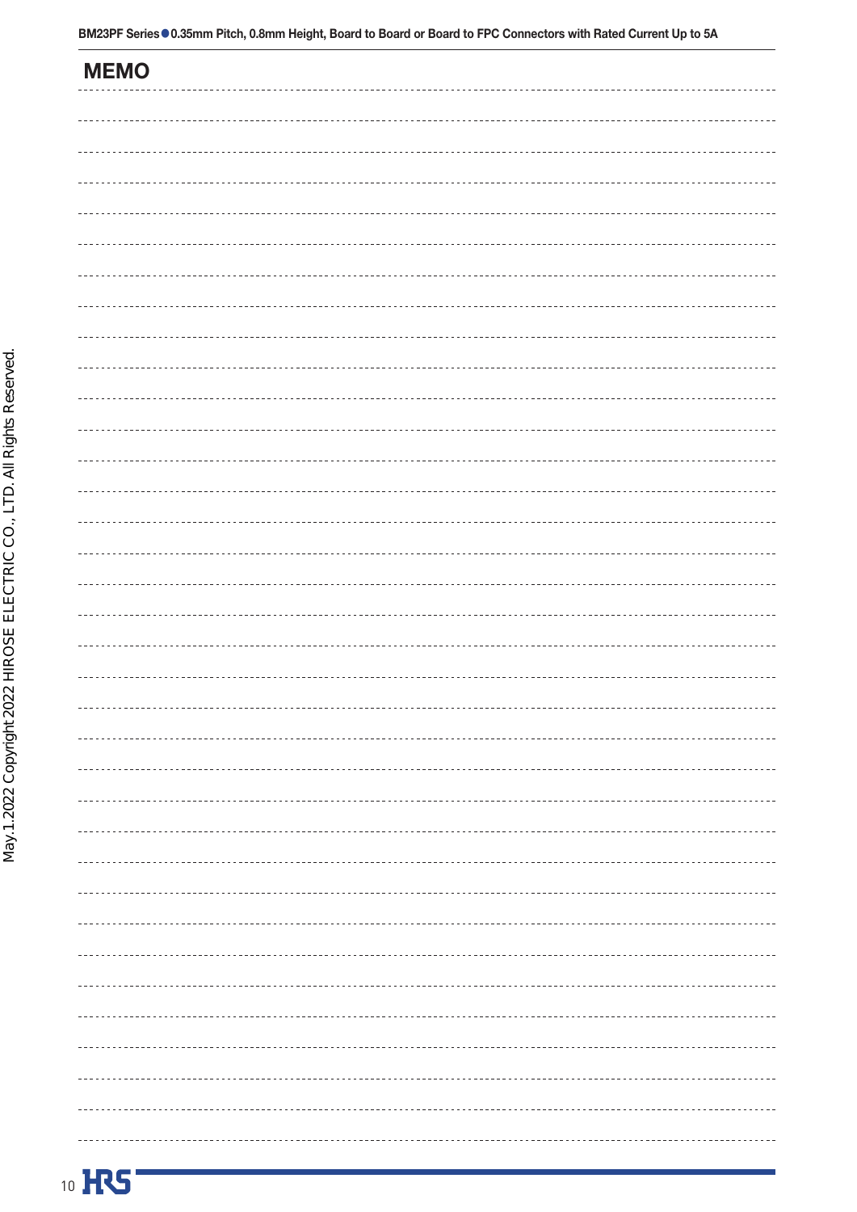## MEMO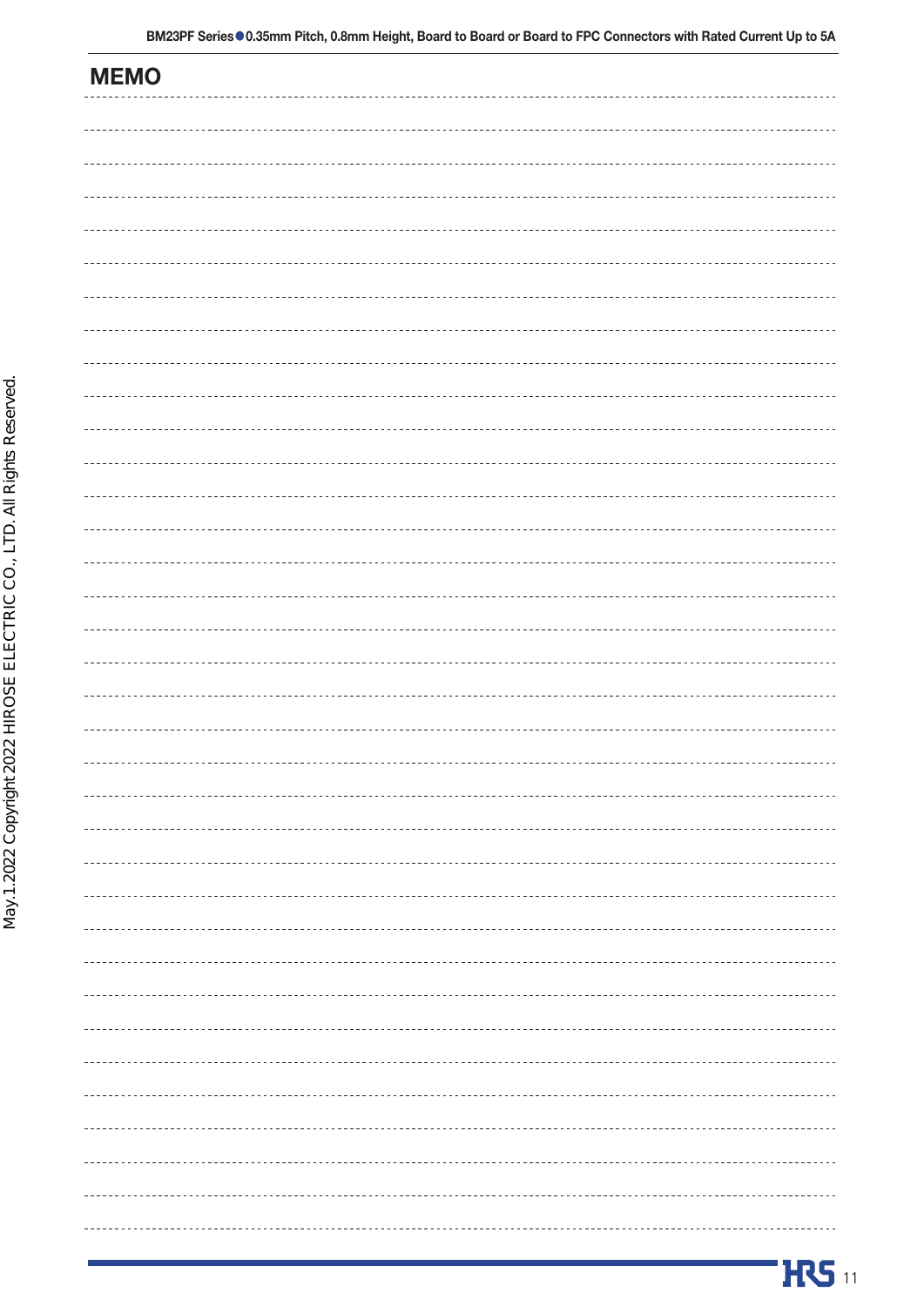# MEMO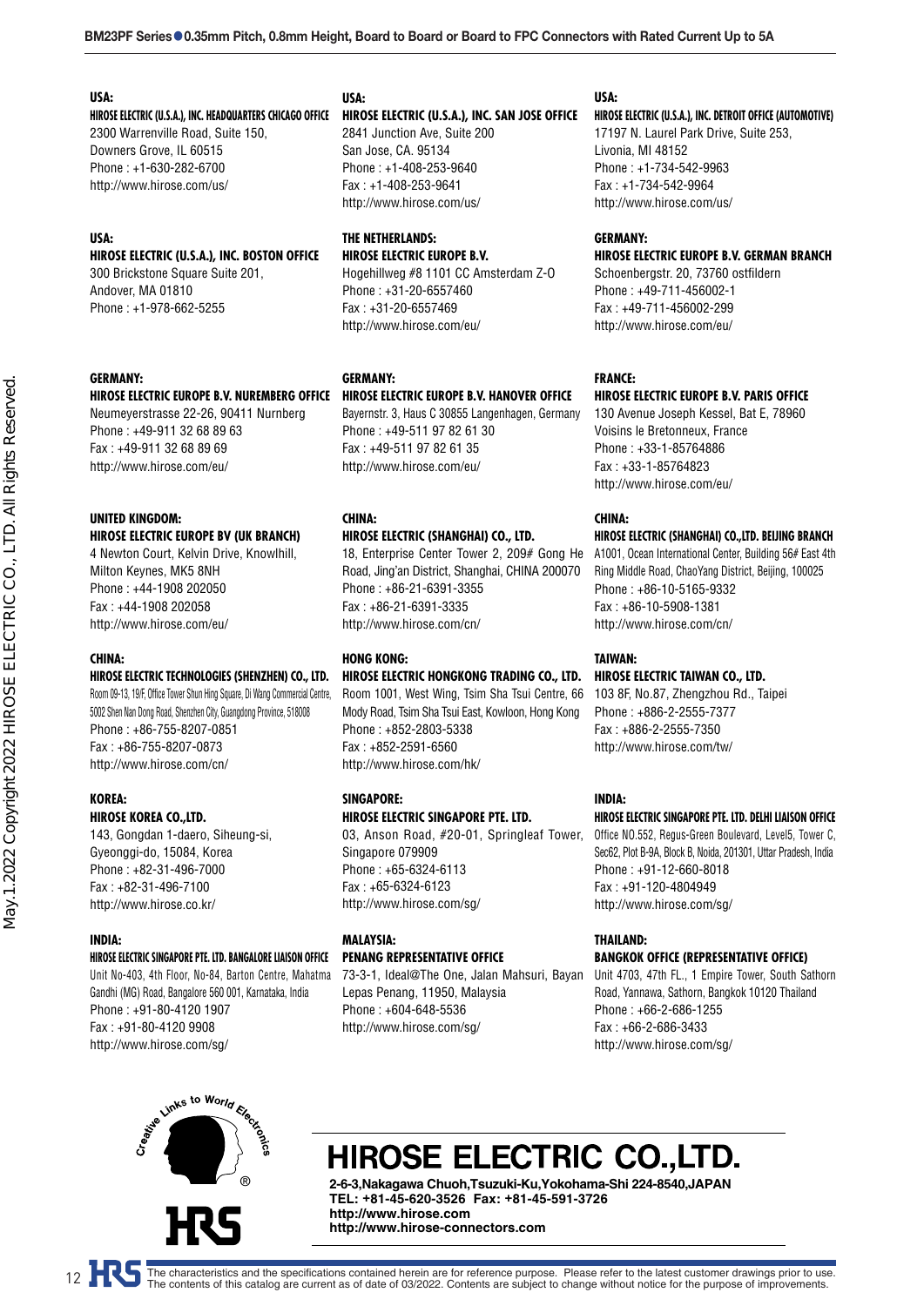**USA:**
**HIROSE ELECTRIC (U.S.A.), INC. HEADQUARTERS CHICAGO OFFICE**
2300 Warrenville Road, Suite 150,
Downers Grove, IL 60515
Phone : +1-630-282-6700
http://www.hirose.com/us/

**USA:**
**HIROSE ELECTRIC (U.S.A.), INC. SAN JOSE OFFICE**
2841 Junction Ave, Suite 200
San Jose, CA. 95134
Phone : +1-408-253-9640
Fax : +1-408-253-9641
http://www.hirose.com/us/

**USA:**
**HIROSE ELECTRIC (U.S.A.), INC. DETROIT OFFICE (AUTOMOTIVE)**
17197 N. Laurel Park Drive, Suite 253,
Livonia, MI 48152
Phone : +1-734-542-9963
Fax : +1-734-542-9964
http://www.hirose.com/us/

**USA:**
**HIROSE ELECTRIC (U.S.A.), INC. BOSTON OFFICE**
300 Brickstone Square Suite 201,
Andover, MA 01810
Phone : +1-978-662-5255

**THE NETHERLANDS:**
**HIROSE ELECTRIC EUROPE B.V.**
Hogehillweg #8 1101 CC Amsterdam Z-O
Phone : +31-20-6557460
Fax : +31-20-6557469
http://www.hirose.com/eu/

**GERMANY:**
**HIROSE ELECTRIC EUROPE B.V. GERMAN BRANCH**
Schoenbergstr. 20, 73760 ostfildern
Phone : +49-711-456002-1
Fax : +49-711-456002-299
http://www.hirose.com/eu/

**GERMANY:**
**HIROSE ELECTRIC EUROPE B.V. NUREMBERG OFFICE**
Neumeyerstrasse 22-26, 90411 Nurnberg
Phone : +49-911 32 68 89 63
Fax : +49-911 32 68 89 69
http://www.hirose.com/eu/

**GERMANY:**
**HIROSE ELECTRIC EUROPE B.V. HANOVER OFFICE**
Bayernstr. 3, Haus C 30855 Langenhagen, Germany
Phone : +49-511 97 82 61 30
Fax : +49-511 97 82 61 35
http://www.hirose.com/eu/

**FRANCE:**
**HIROSE ELECTRIC EUROPE B.V. PARIS OFFICE**
130 Avenue Joseph Kessel, Bat E, 78960
Voisins le Bretonneux, France
Phone : +33-1-85764886
Fax : +33-1-85764823
http://www.hirose.com/eu/

**UNITED KINGDOM:**
**HIROSE ELECTRIC EUROPE BV (UK BRANCH)**
4 Newton Court, Kelvin Drive, Knowlhill,
Milton Keynes, MK5 8NH
Phone : +44-1908 202050
Fax : +44-1908 202058
http://www.hirose.com/eu/

**CHINA:**
**HIROSE ELECTRIC (SHANGHAI) CO., LTD.**
18, Enterprise Center Tower 2, 209# Gong He Road, Jing'an District, Shanghai, CHINA 200070
Phone : +86-21-6391-3355
Fax : +86-21-6391-3335
http://www.hirose.com/cn/

**CHINA:**
**HIROSE ELECTRIC (SHANGHAI) CO.,LTD. BEIJING BRANCH**
A1001, Ocean International Center, Building 56# East 4th Ring Middle Road, ChaoYang District, Beijing, 100025
Phone : +86-10-5165-9332
Fax : +86-10-5908-1381
http://www.hirose.com/cn/

**CHINA:**
**HIROSE ELECTRIC TECHNOLOGIES (SHENZHEN) CO., LTD.**
Room 09-13, 19/F, Office Tower Shun Hing Square, Di Wang Commercial Centre, 5002 Shen Nan Dong Road, Shenzhen City, Guangdong Province, 518008
Phone : +86-755-8207-0851
Fax : +86-755-8207-0873
http://www.hirose.com/cn/

**HONG KONG:**
**HIROSE ELECTRIC HONGKONG TRADING CO., LTD.**
Room 1001, West Wing, Tsim Sha Tsui Centre, 66 Mody Road, Tsim Sha Tsui East, Kowloon, Hong Kong
Phone : +852-2803-5338
Fax : +852-2591-6560
http://www.hirose.com/hk/

**TAIWAN:**
**HIROSE ELECTRIC TAIWAN CO., LTD.**
103 8F, No.87, Zhengzhou Rd., Taipei
Phone : +886-2-2555-7377
Fax : +886-2-2555-7350
http://www.hirose.com/tw/

**KOREA:**
**HIROSE KOREA CO.,LTD.**
143, Gongdan 1-daero, Siheung-si,
Gyeonggi-do, 15084, Korea
Phone : +82-31-496-7000
Fax : +82-31-496-7100
http://www.hirose.co.kr/

**SINGAPORE:**
**HIROSE ELECTRIC SINGAPORE PTE. LTD.**
03, Anson Road, #20-01, Springleaf Tower, Singapore 079909
Phone : +65-6324-6113
Fax : +65-6324-6123
http://www.hirose.com/sg/

**INDIA:**
**HIROSE ELECTRIC SINGAPORE PTE. LTD. DELHI LIAISON OFFICE**
Office NO.552, Regus-Green Boulevard, Level5, Tower C, Sec62, Plot B-9A, Block B, Noida, 201301, Uttar Pradesh, India
Phone : +91-12-660-8018
Fax : +91-120-4804949
http://www.hirose.com/sg/

**INDIA:**
**HIROSE ELECTRIC SINGAPORE PTE. LTD. BANGALORE LIAISON OFFICE**
Unit No-403, 4th Floor, No-84, Barton Centre, Mahatma Gandhi (MG) Road, Bangalore 560 001, Karnataka, India
Phone : +91-80-4120 1907
Fax : +91-80-4120 9908
http://www.hirose.com/sg/

**MALAYSIA:**
**PENANG REPRESENTATIVE OFFICE**
73-3-1, Ideal@The One, Jalan Mahsuri, Bayan Lepas Penang, 11950, Malaysia
Phone : +604-648-5536
http://www.hirose.com/sg/

**THAILAND:**
**BANGKOK OFFICE (REPRESENTATIVE OFFICE)**
Unit 4703, 47th FL., 1 Empire Tower, South Sathorn Road, Yannawa, Sathorn, Bangkok 10120 Thailand
Phone : +66-2-686-1255
Fax : +66-2-686-3433
http://www.hirose.com/sg/

Creative Links to World Electronics ®

HRS

# HIROSE ELECTRIC CO.,LTD.

**2-6-3,Nakagawa Chuoh,Tsuzuki-Ku,Yokohama-Shi 224-8540,JAPAN**
**TEL: +81-45-620-3526 Fax: +81-45-591-3726**
**http://www.hirose.com**
**http://www.hirose-connectors.com**

May.1.2022 Copyright 2022 HIROSE ELECTRIC CO., LTD. All Rights Reserved.

The characteristics and the specifications contained herein are for reference purpose. Please refer to the latest customer drawings prior to use.
The contents of this catalog are current as of date of 03/2022. Contents are subject to change without notice for the purpose of improvements.